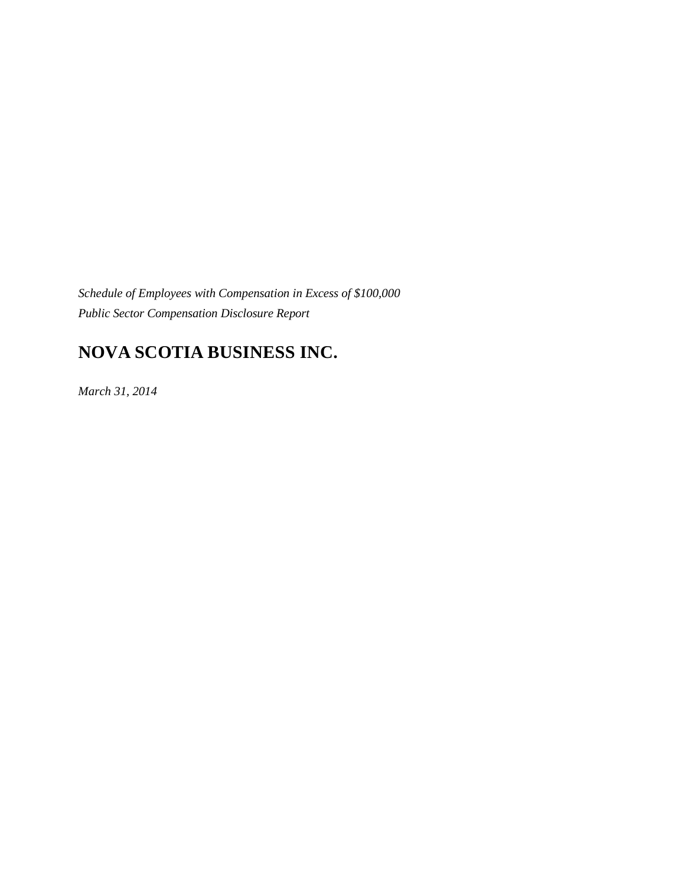*Schedule of Employees with Compensation in Excess of $100,000*

*Public Sector Compensation Disclosure Report*

# NOVA SCOTIA BUSINESS INC.

*March 31, 2014*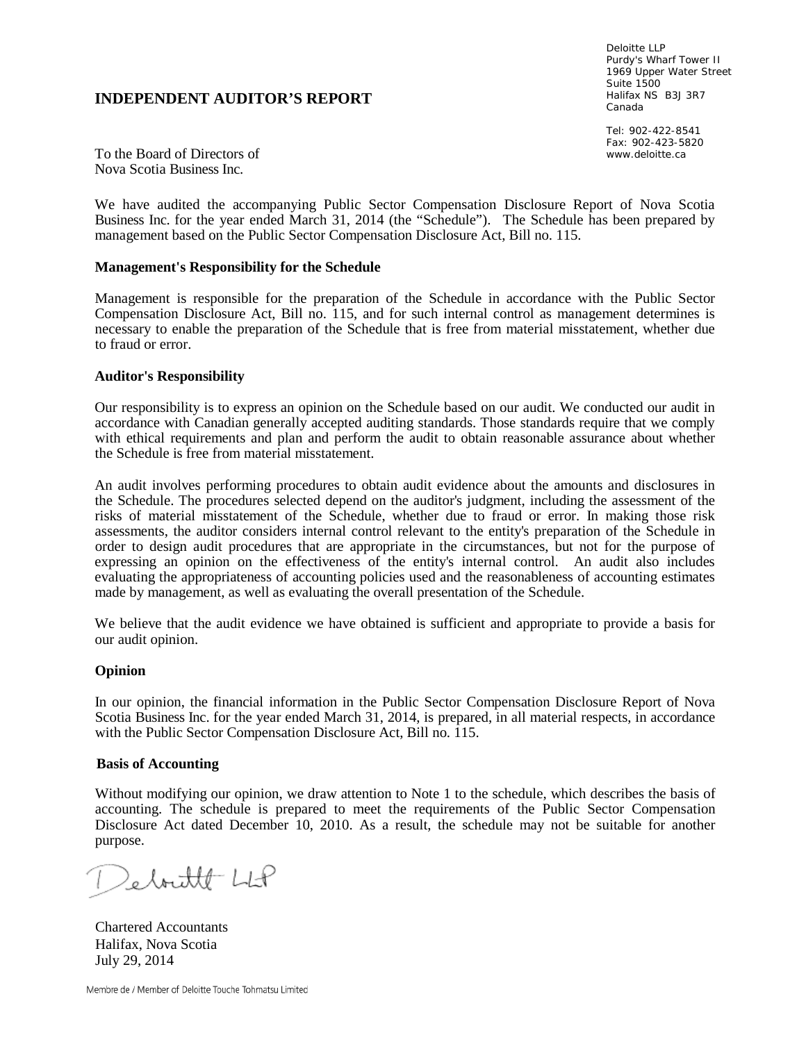Deloitte LLP
Purdy's Wharf Tower II
1969 Upper Water Street
Suite 1500
Halifax NS B3J 3R7
Canada

Tel: 902-422-8541
Fax: 902-423-5820
www.deloitte.ca

# INDEPENDENT AUDITOR'S REPORT

To the Board of Directors of
Nova Scotia Business Inc.

We have audited the accompanying Public Sector Compensation Disclosure Report of Nova Scotia Business Inc. for the year ended March 31, 2014 (the "Schedule"). The Schedule has been prepared by management based on the Public Sector Compensation Disclosure Act, Bill no. 115.

**Management's Responsibility for the Schedule**

Management is responsible for the preparation of the Schedule in accordance with the Public Sector Compensation Disclosure Act, Bill no. 115, and for such internal control as management determines is necessary to enable the preparation of the Schedule that is free from material misstatement, whether due to fraud or error.

**Auditor's Responsibility**

Our responsibility is to express an opinion on the Schedule based on our audit. We conducted our audit in accordance with Canadian generally accepted auditing standards. Those standards require that we comply with ethical requirements and plan and perform the audit to obtain reasonable assurance about whether the Schedule is free from material misstatement.

An audit involves performing procedures to obtain audit evidence about the amounts and disclosures in the Schedule. The procedures selected depend on the auditor's judgment, including the assessment of the risks of material misstatement of the Schedule, whether due to fraud or error. In making those risk assessments, the auditor considers internal control relevant to the entity's preparation of the Schedule in order to design audit procedures that are appropriate in the circumstances, but not for the purpose of expressing an opinion on the effectiveness of the entity's internal control. An audit also includes evaluating the appropriateness of accounting policies used and the reasonableness of accounting estimates made by management, as well as evaluating the overall presentation of the Schedule.

We believe that the audit evidence we have obtained is sufficient and appropriate to provide a basis for our audit opinion.

**Opinion**

In our opinion, the financial information in the Public Sector Compensation Disclosure Report of Nova Scotia Business Inc. for the year ended March 31, 2014, is prepared, in all material respects, in accordance with the Public Sector Compensation Disclosure Act, Bill no. 115.

**Basis of Accounting**

Without modifying our opinion, we draw attention to Note 1 to the schedule, which describes the basis of accounting. The schedule is prepared to meet the requirements of the Public Sector Compensation Disclosure Act dated December 10, 2010. As a result, the schedule may not be suitable for another purpose.

Deloitte LLP

Chartered Accountants
Halifax, Nova Scotia
July 29, 2014

Membre de / Member of Deloitte Touche Tohmatsu Limited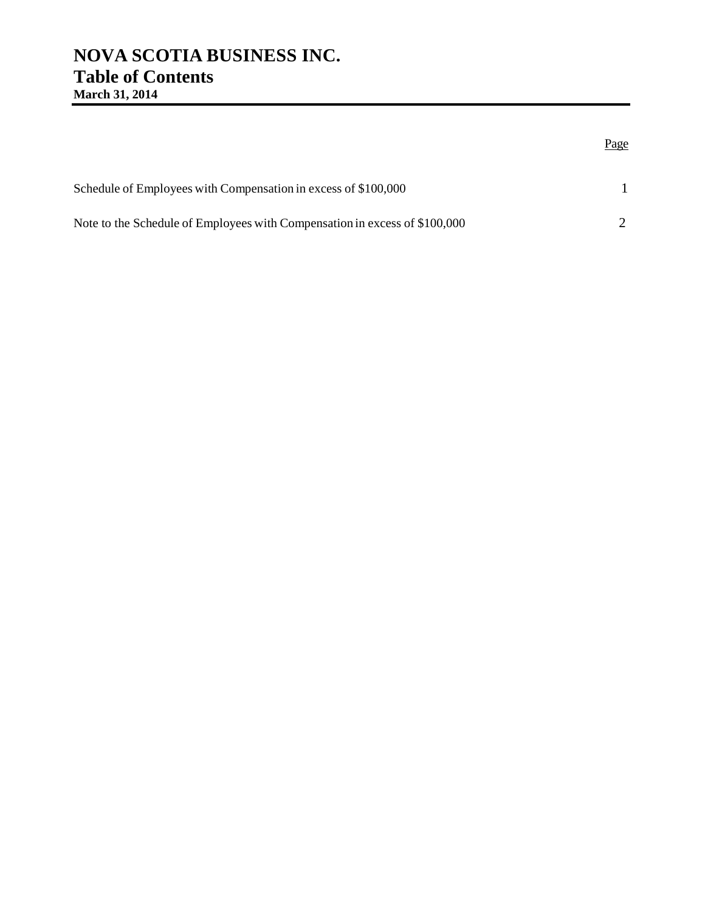# NOVA SCOTIA BUSINESS INC.

## Table of Contents

**March 31, 2014**

| | Page |
|---|---|
| Schedule of Employees with Compensation in excess of $100,000 | 1 |
| Note to the Schedule of Employees with Compensation in excess of $100,000 | 2 |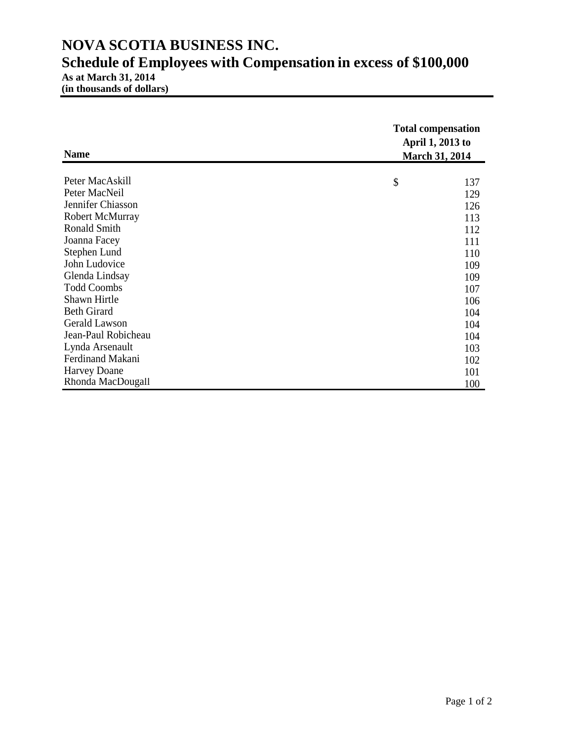# NOVA SCOTIA BUSINESS INC.

## Schedule of Employees with Compensation in excess of $100,000

**As at March 31, 2014**
**(in thousands of dollars)**

| Name | Total compensation April 1, 2013 to March 31, 2014 |
|---|---|
| Peter MacAskill | $ 137 |
| Peter MacNeil | 129 |
| Jennifer Chiasson | 126 |
| Robert McMurray | 113 |
| Ronald Smith | 112 |
| Joanna Facey | 111 |
| Stephen Lund | 110 |
| John Ludovice | 109 |
| Glenda Lindsay | 109 |
| Todd Coombs | 107 |
| Shawn Hirtle | 106 |
| Beth Girard | 104 |
| Gerald Lawson | 104 |
| Jean-Paul Robicheau | 104 |
| Lynda Arsenault | 103 |
| Ferdinand Makani | 102 |
| Harvey Doane | 101 |
| Rhonda MacDougall | 100 |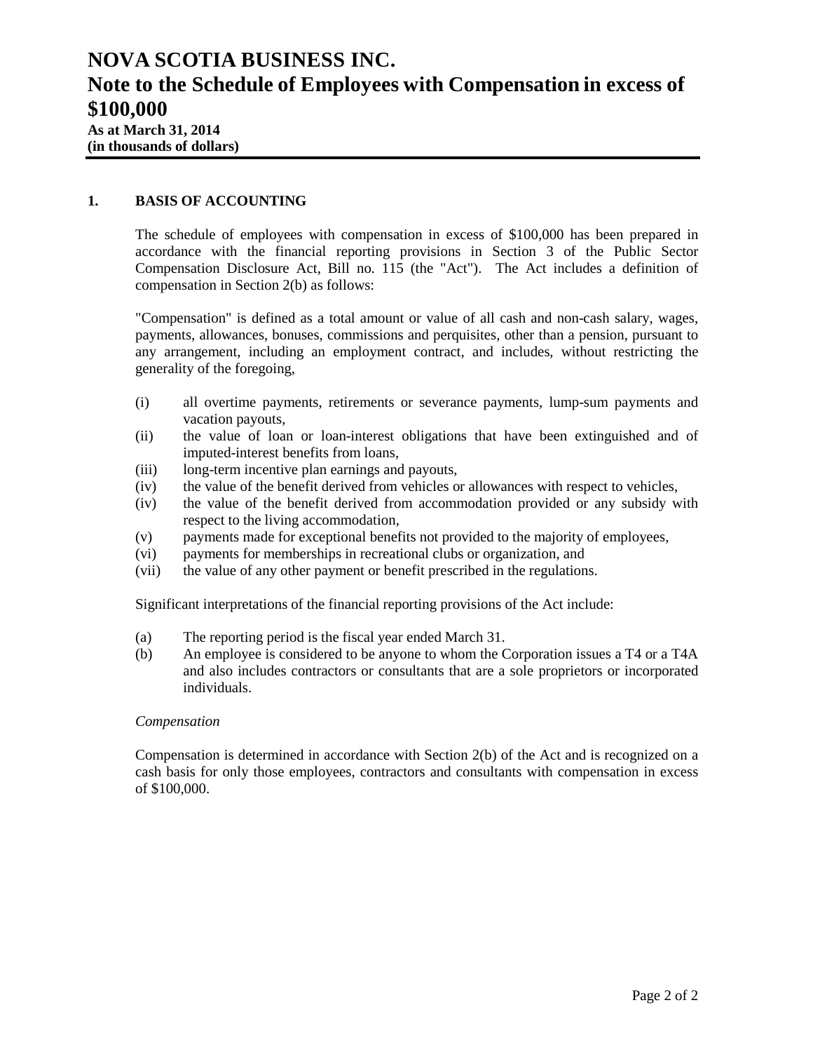# NOVA SCOTIA BUSINESS INC.

# Note to the Schedule of Employees with Compensation in excess of $100,000

**As at March 31, 2014**
**(in thousands of dollars)**

## 1. BASIS OF ACCOUNTING

The schedule of employees with compensation in excess of $100,000 has been prepared in accordance with the financial reporting provisions in Section 3 of the Public Sector Compensation Disclosure Act, Bill no. 115 (the "Act"). The Act includes a definition of compensation in Section 2(b) as follows:

"Compensation" is defined as a total amount or value of all cash and non-cash salary, wages, payments, allowances, bonuses, commissions and perquisites, other than a pension, pursuant to any arrangement, including an employment contract, and includes, without restricting the generality of the foregoing,

- (i) all overtime payments, retirements or severance payments, lump-sum payments and vacation payouts,
- (ii) the value of loan or loan-interest obligations that have been extinguished and of imputed-interest benefits from loans,
- (iii) long-term incentive plan earnings and payouts,
- (iv) the value of the benefit derived from vehicles or allowances with respect to vehicles,
- (iv) the value of the benefit derived from accommodation provided or any subsidy with respect to the living accommodation,
- (v) payments made for exceptional benefits not provided to the majority of employees,
- (vi) payments for memberships in recreational clubs or organization, and
- (vii) the value of any other payment or benefit prescribed in the regulations.

Significant interpretations of the financial reporting provisions of the Act include:

- (a) The reporting period is the fiscal year ended March 31.
- (b) An employee is considered to be anyone to whom the Corporation issues a T4 or a T4A and also includes contractors or consultants that are a sole proprietors or incorporated individuals.

*Compensation*

Compensation is determined in accordance with Section 2(b) of the Act and is recognized on a cash basis for only those employees, contractors and consultants with compensation in excess of $100,000.